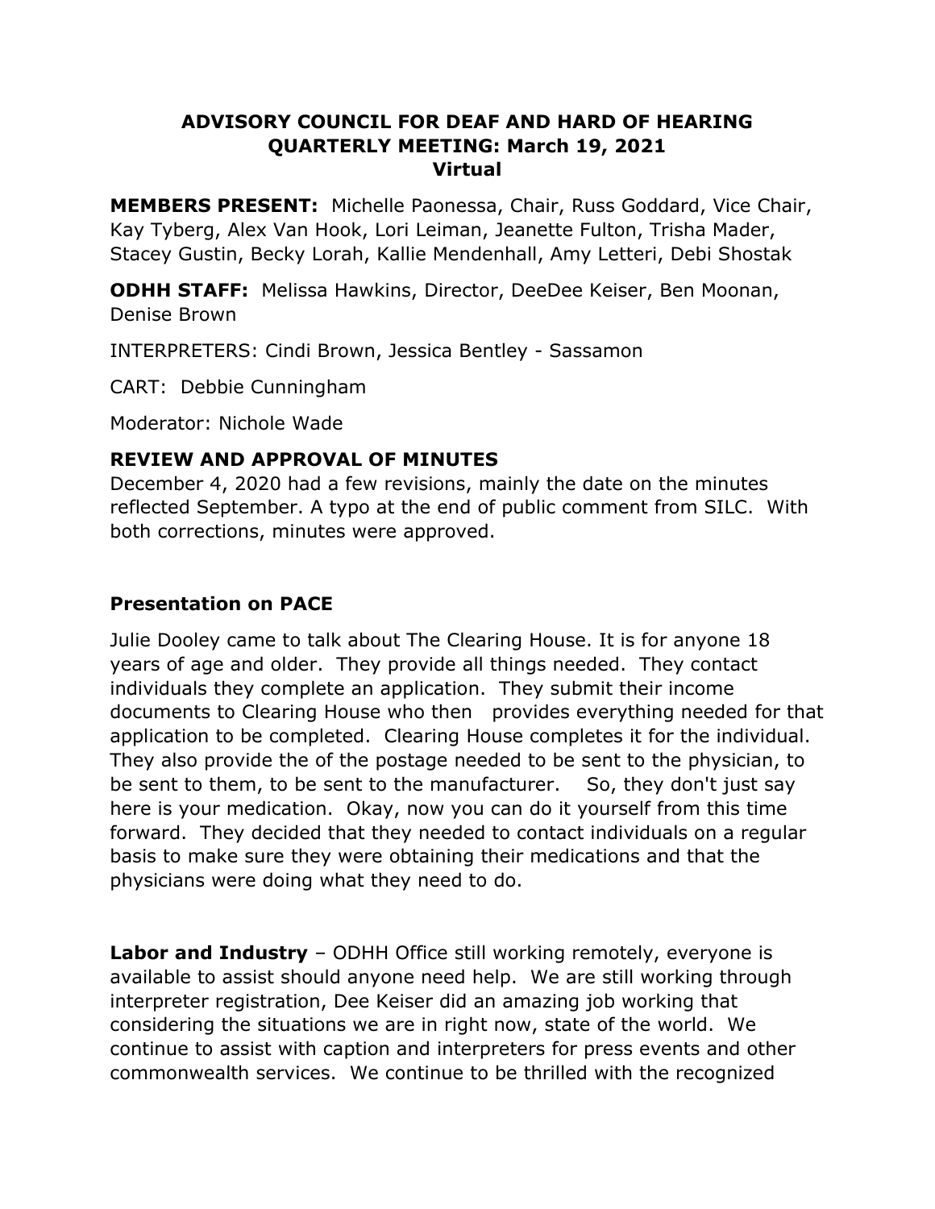# ADVISORY COUNCIL FOR DEAF AND HARD OF HEARING
## QUARTERLY MEETING: March 19, 2021
## Virtual

**MEMBERS PRESENT:** Michelle Paonessa, Chair, Russ Goddard, Vice Chair, Kay Tyberg, Alex Van Hook, Lori Leiman, Jeanette Fulton, Trisha Mader, Stacey Gustin, Becky Lorah, Kallie Mendenhall, Amy Letteri, Debi Shostak

**ODHH STAFF:** Melissa Hawkins, Director, DeeDee Keiser, Ben Moonan, Denise Brown

INTERPRETERS: Cindi Brown, Jessica Bentley - Sassamon

CART: Debbie Cunningham

Moderator: Nichole Wade

### REVIEW AND APPROVAL OF MINUTES

December 4, 2020 had a few revisions, mainly the date on the minutes reflected September. A typo at the end of public comment from SILC. With both corrections, minutes were approved.

### Presentation on PACE

Julie Dooley came to talk about The Clearing House. It is for anyone 18 years of age and older. They provide all things needed. They contact individuals they complete an application. They submit their income documents to Clearing House who then provides everything needed for that application to be completed. Clearing House completes it for the individual. They also provide the of the postage needed to be sent to the physician, to be sent to them, to be sent to the manufacturer. So, they don't just say here is your medication. Okay, now you can do it yourself from this time forward. They decided that they needed to contact individuals on a regular basis to make sure they were obtaining their medications and that the physicians were doing what they need to do.

**Labor and Industry** – ODHH Office still working remotely, everyone is available to assist should anyone need help. We are still working through interpreter registration, Dee Keiser did an amazing job working that considering the situations we are in right now, state of the world. We continue to assist with caption and interpreters for press events and other commonwealth services. We continue to be thrilled with the recognized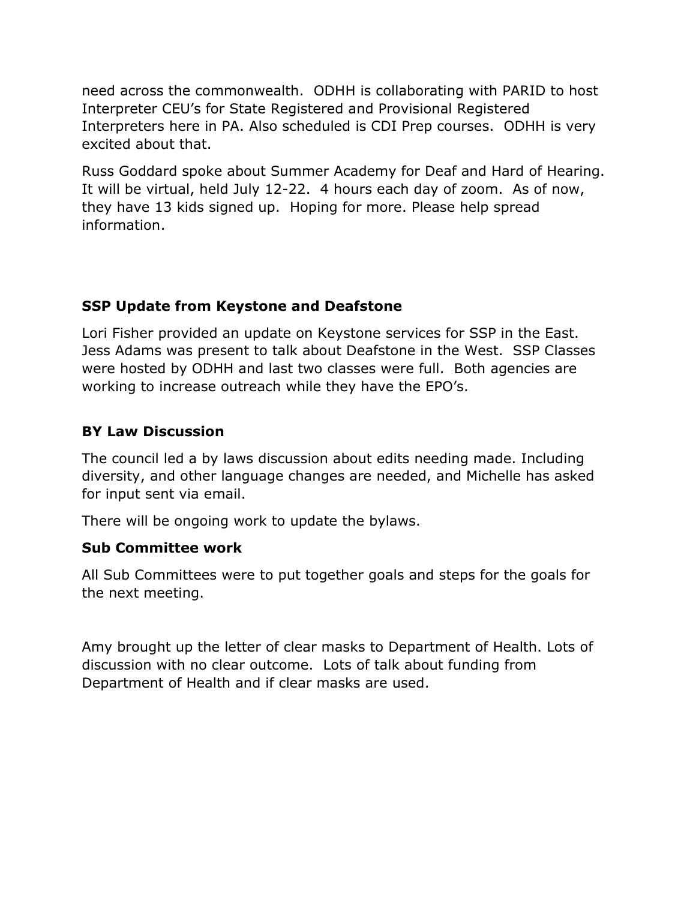need across the commonwealth. ODHH is collaborating with PARID to host Interpreter CEU's for State Registered and Provisional Registered Interpreters here in PA. Also scheduled is CDI Prep courses. ODHH is very excited about that.

Russ Goddard spoke about Summer Academy for Deaf and Hard of Hearing. It will be virtual, held July 12-22. 4 hours each day of zoom. As of now, they have 13 kids signed up. Hoping for more. Please help spread information.

**SSP Update from Keystone and Deafstone**

Lori Fisher provided an update on Keystone services for SSP in the East. Jess Adams was present to talk about Deafstone in the West. SSP Classes were hosted by ODHH and last two classes were full. Both agencies are working to increase outreach while they have the EPO's.

**BY Law Discussion**

The council led a by laws discussion about edits needing made. Including diversity, and other language changes are needed, and Michelle has asked for input sent via email.

There will be ongoing work to update the bylaws.

**Sub Committee work**

All Sub Committees were to put together goals and steps for the goals for the next meeting.

Amy brought up the letter of clear masks to Department of Health. Lots of discussion with no clear outcome. Lots of talk about funding from Department of Health and if clear masks are used.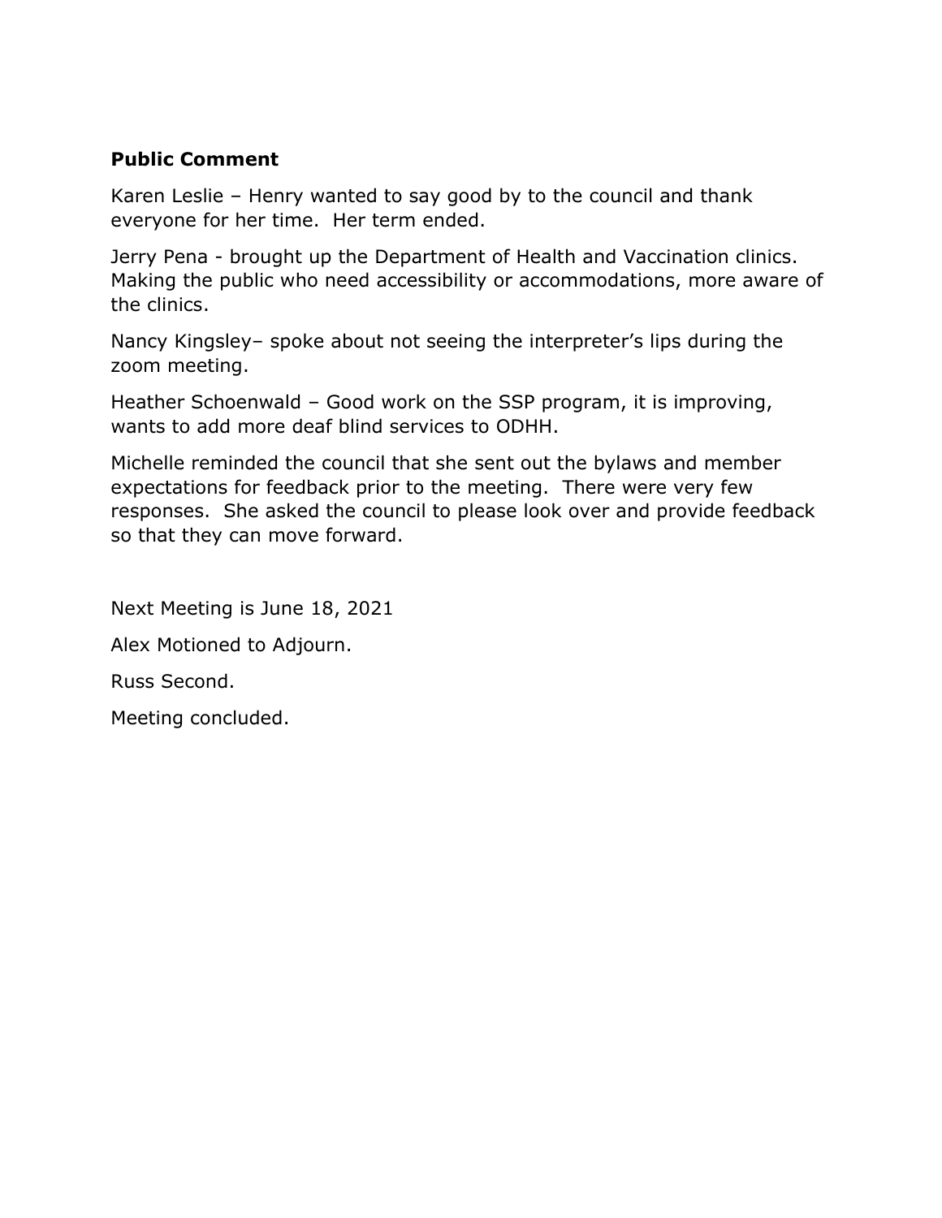**Public Comment**

Karen Leslie – Henry wanted to say good by to the council and thank everyone for her time. Her term ended.

Jerry Pena - brought up the Department of Health and Vaccination clinics. Making the public who need accessibility or accommodations, more aware of the clinics.

Nancy Kingsley– spoke about not seeing the interpreter's lips during the zoom meeting.

Heather Schoenwald – Good work on the SSP program, it is improving, wants to add more deaf blind services to ODHH.

Michelle reminded the council that she sent out the bylaws and member expectations for feedback prior to the meeting. There were very few responses. She asked the council to please look over and provide feedback so that they can move forward.

Next Meeting is June 18, 2021

Alex Motioned to Adjourn.

Russ Second.

Meeting concluded.